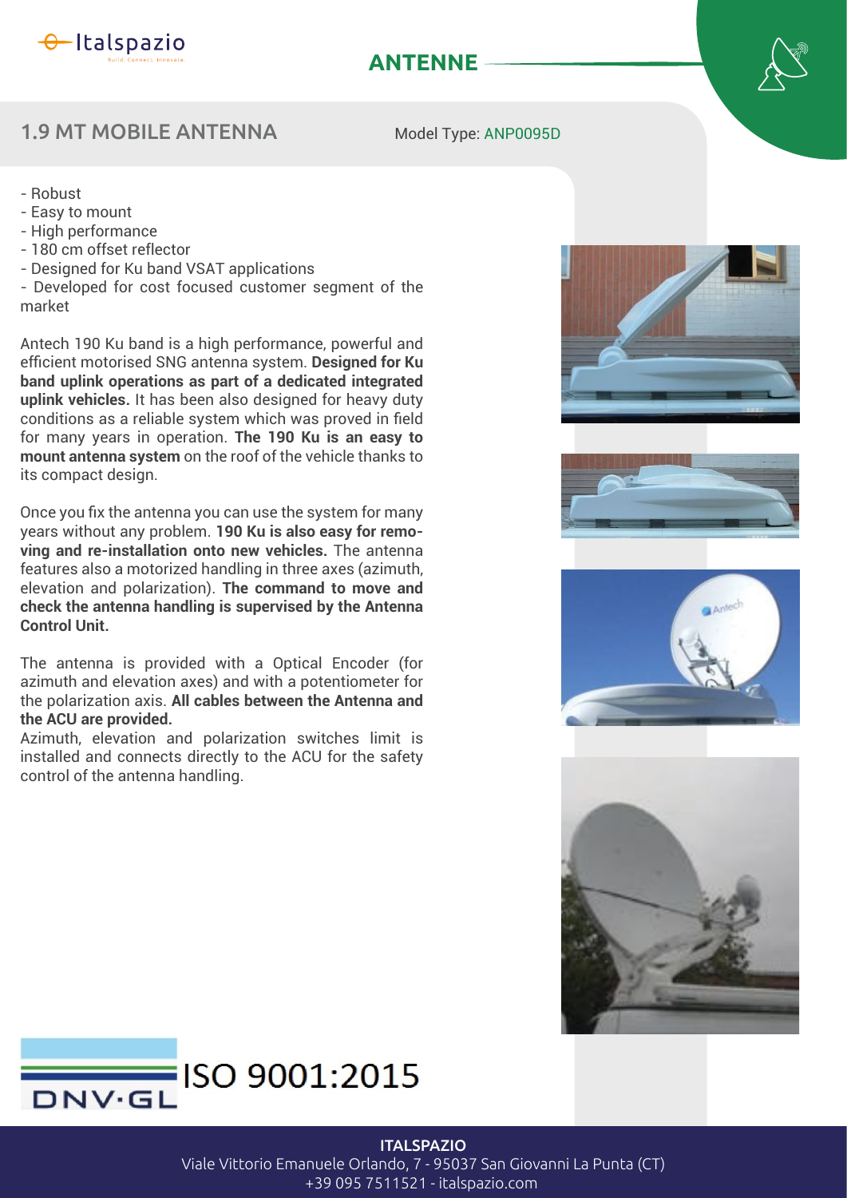# ANTENNE

## 1.9 MT MOBILE ANTENNA

Model Type: ANP0095D

- Robust
- Easy to mount
- High performance
- 180 cm offset reflector
- Designed for Ku band VSAT applications
- Developed for cost focused customer segment of the market

Antech 190 Ku band is a high performance, powerful and efficient motorised SNG antenna system. **Designed for Ku band uplink operations as part of a dedicated integrated uplink vehicles.** It has been also designed for heavy duty conditions as a reliable system which was proved in field for many years in operation. **The 190 Ku is an easy to mount antenna system** on the roof of the vehicle thanks to its compact design.

Once you fix the antenna you can use the system for many years without any problem. **190 Ku is also easy for removing and re-installation onto new vehicles.** The antenna features also a motorized handling in three axes (azimuth, elevation and polarization). **The command to move and check the antenna handling is supervised by the Antenna Control Unit.**

The antenna is provided with a Optical Encoder (for azimuth and elevation axes) and with a potentiometer for the polarization axis. **All cables between the Antenna and the ACU are provided.**
Azimuth, elevation and polarization switches limit is installed and connects directly to the ACU for the safety control of the antenna handling.

DNV·GL ISO 9001:2015

**ITALSPAZIO**
Viale Vittorio Emanuele Orlando, 7 - 95037 San Giovanni La Punta (CT)
+39 095 7511521 - italspazio.com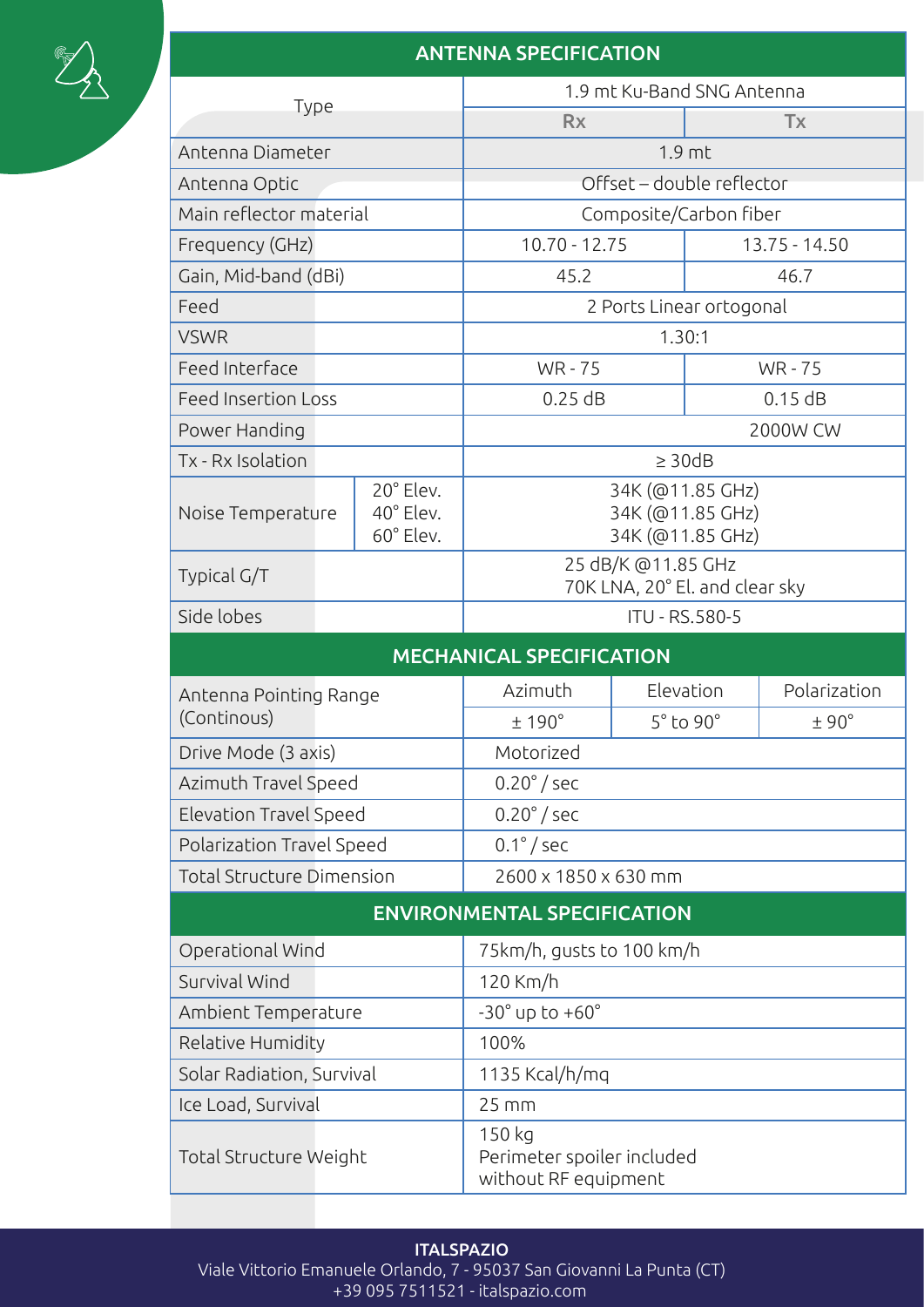## ANTENNA SPECIFICATION

| Type | | 1.9 mt Ku-Band SNG Antenna | |
|---|---|---|---|
| | | Rx | Tx |
| Antenna Diameter | | 1.9 mt | |
| Antenna Optic | | Offset – double reflector | |
| Main reflector material | | Composite/Carbon fiber | |
| Frequency (GHz) | | 10.70 - 12.75 | 13.75 - 14.50 |
| Gain, Mid-band (dBi) | | 45.2 | 46.7 |
| Feed | | 2 Ports Linear ortogonal | |
| VSWR | | 1.30:1 | |
| Feed Interface | | WR - 75 | WR - 75 |
| Feed Insertion Loss | | 0.25 dB | 0.15 dB |
| Power Handing | | | 2000W CW |
| Tx - Rx Isolation | | ≥ 30dB | |
| Noise Temperature | 20° Elev. | 34K (@11.85 GHz) | |
| | 40° Elev. | 34K (@11.85 GHz) | |
| | 60° Elev. | 34K (@11.85 GHz) | |
| Typical G/T | | 25 dB/K @11.85 GHz<br>70K LNA, 20° El. and clear sky | |
| Side lobes | | ITU - RS.580-5 | |

## MECHANICAL SPECIFICATION

| Antenna Pointing Range (Continous) | Azimuth | Elevation | Polarization |
|---|---|---|---|
| | ± 190° | 5° to 90° | ± 90° |
| Drive Mode (3 axis) | Motorized | | |
| Azimuth Travel Speed | 0.20° / sec | | |
| Elevation Travel Speed | 0.20° / sec | | |
| Polarization Travel Speed | 0.1° / sec | | |
| Total Structure Dimension | 2600 x 1850 x 630 mm | | |

## ENVIRONMENTAL SPECIFICATION

| | |
|---|---|
| Operational Wind | 75km/h, gusts to 100 km/h |
| Survival Wind | 120 Km/h |
| Ambient Temperature | -30° up to +60° |
| Relative Humidity | 100% |
| Solar Radiation, Survival | 1135 Kcal/h/mq |
| Ice Load, Survival | 25 mm |
| Total Structure Weight | 150 kg<br>Perimeter spoiler included<br>without RF equipment |

**ITALSPAZIO**
Viale Vittorio Emanuele Orlando, 7 - 95037 San Giovanni La Punta (CT)
+39 095 7511521 - italspazio.com